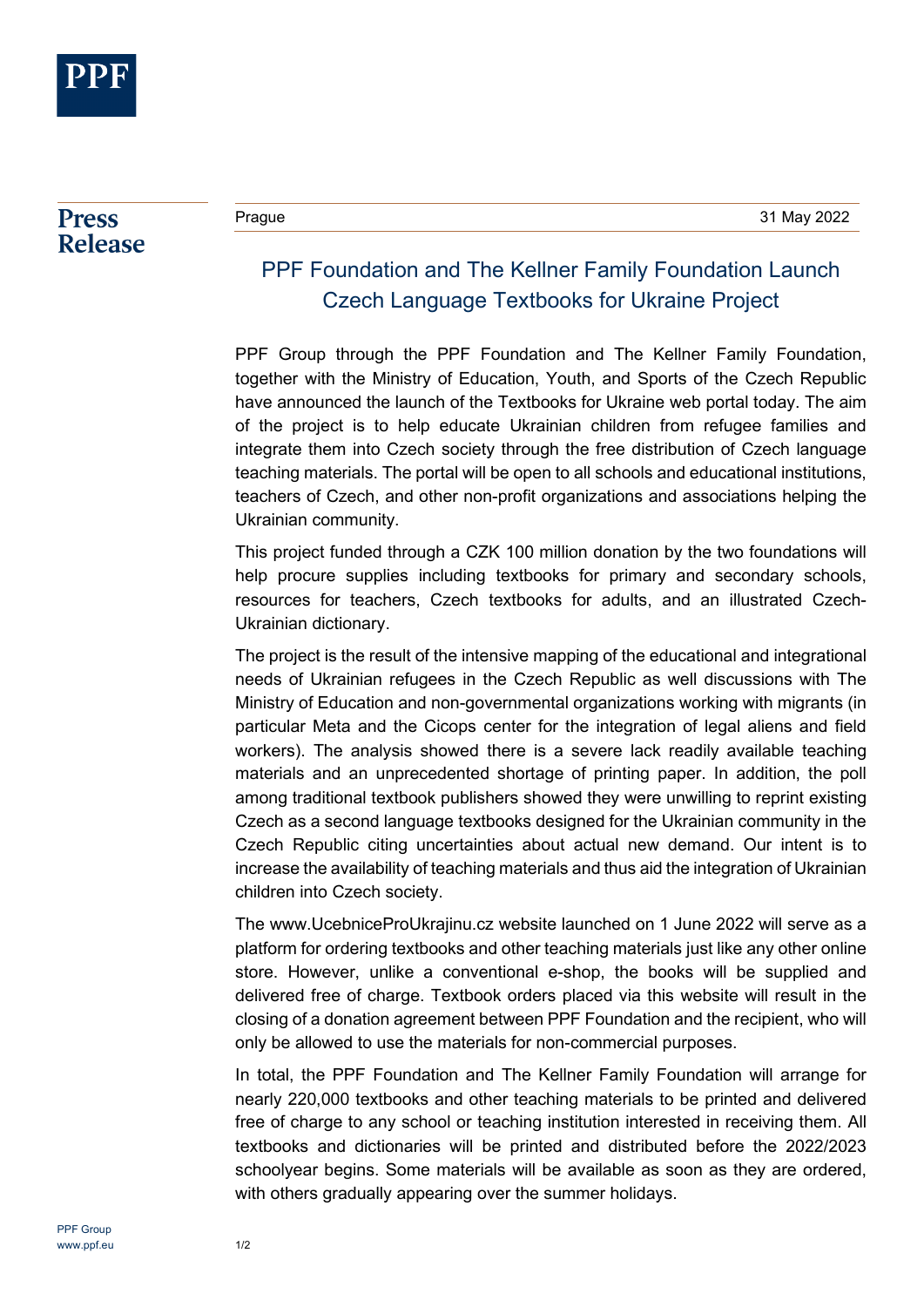PPF

# Press Release

Prague 31 May 2022

## PPF Foundation and The Kellner Family Foundation Launch Czech Language Textbooks for Ukraine Project

PPF Group through the PPF Foundation and The Kellner Family Foundation, together with the Ministry of Education, Youth, and Sports of the Czech Republic have announced the launch of the Textbooks for Ukraine web portal today. The aim of the project is to help educate Ukrainian children from refugee families and integrate them into Czech society through the free distribution of Czech language teaching materials. The portal will be open to all schools and educational institutions, teachers of Czech, and other non-profit organizations and associations helping the Ukrainian community.

This project funded through a CZK 100 million donation by the two foundations will help procure supplies including textbooks for primary and secondary schools, resources for teachers, Czech textbooks for adults, and an illustrated Czech-Ukrainian dictionary.

The project is the result of the intensive mapping of the educational and integrational needs of Ukrainian refugees in the Czech Republic as well discussions with The Ministry of Education and non-governmental organizations working with migrants (in particular Meta and the Cicops center for the integration of legal aliens and field workers). The analysis showed there is a severe lack readily available teaching materials and an unprecedented shortage of printing paper. In addition, the poll among traditional textbook publishers showed they were unwilling to reprint existing Czech as a second language textbooks designed for the Ukrainian community in the Czech Republic citing uncertainties about actual new demand. Our intent is to increase the availability of teaching materials and thus aid the integration of Ukrainian children into Czech society.

The www.UcebniceProUkrajinu.cz website launched on 1 June 2022 will serve as a platform for ordering textbooks and other teaching materials just like any other online store. However, unlike a conventional e-shop, the books will be supplied and delivered free of charge. Textbook orders placed via this website will result in the closing of a donation agreement between PPF Foundation and the recipient, who will only be allowed to use the materials for non-commercial purposes.

In total, the PPF Foundation and The Kellner Family Foundation will arrange for nearly 220,000 textbooks and other teaching materials to be printed and delivered free of charge to any school or teaching institution interested in receiving them. All textbooks and dictionaries will be printed and distributed before the 2022/2023 schoolyear begins. Some materials will be available as soon as they are ordered, with others gradually appearing over the summer holidays.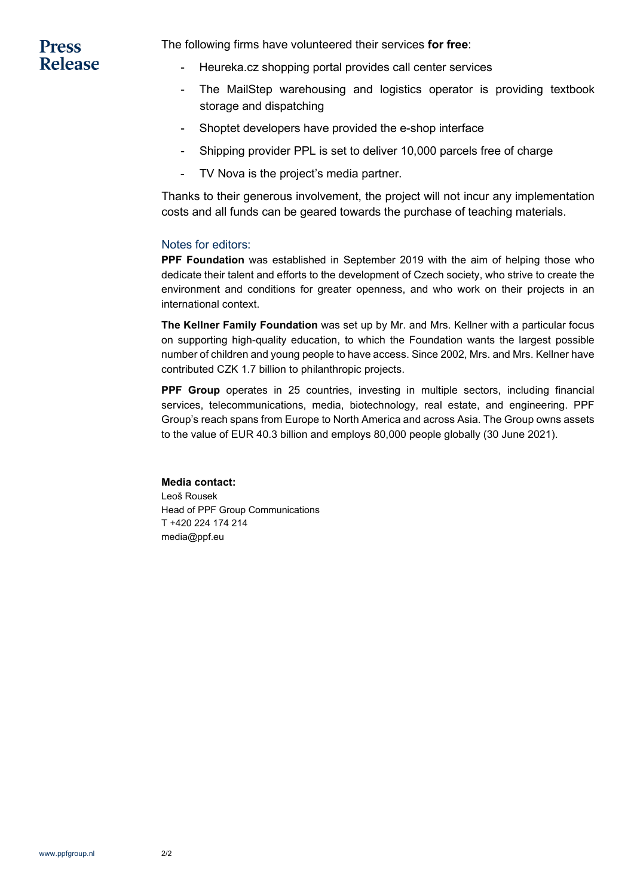The following firms have volunteered their services **for free**:

- Heureka.cz shopping portal provides call center services
- The MailStep warehousing and logistics operator is providing textbook storage and dispatching
- Shoptet developers have provided the e-shop interface
- Shipping provider PPL is set to deliver 10,000 parcels free of charge
- TV Nova is the project's media partner.

Thanks to their generous involvement, the project will not incur any implementation costs and all funds can be geared towards the purchase of teaching materials.

## Notes for editors:

**PPF Foundation** was established in September 2019 with the aim of helping those who dedicate their talent and efforts to the development of Czech society, who strive to create the environment and conditions for greater openness, and who work on their projects in an international context.

**The Kellner Family Foundation** was set up by Mr. and Mrs. Kellner with a particular focus on supporting high-quality education, to which the Foundation wants the largest possible number of children and young people to have access. Since 2002, Mrs. and Mrs. Kellner have contributed CZK 1.7 billion to philanthropic projects.

**PPF Group** operates in 25 countries, investing in multiple sectors, including financial services, telecommunications, media, biotechnology, real estate, and engineering. PPF Group's reach spans from Europe to North America and across Asia. The Group owns assets to the value of EUR 40.3 billion and employs 80,000 people globally (30 June 2021).

**Media contact:**
Leoš Rousek
Head of PPF Group Communications
T +420 224 174 214
media@ppf.eu